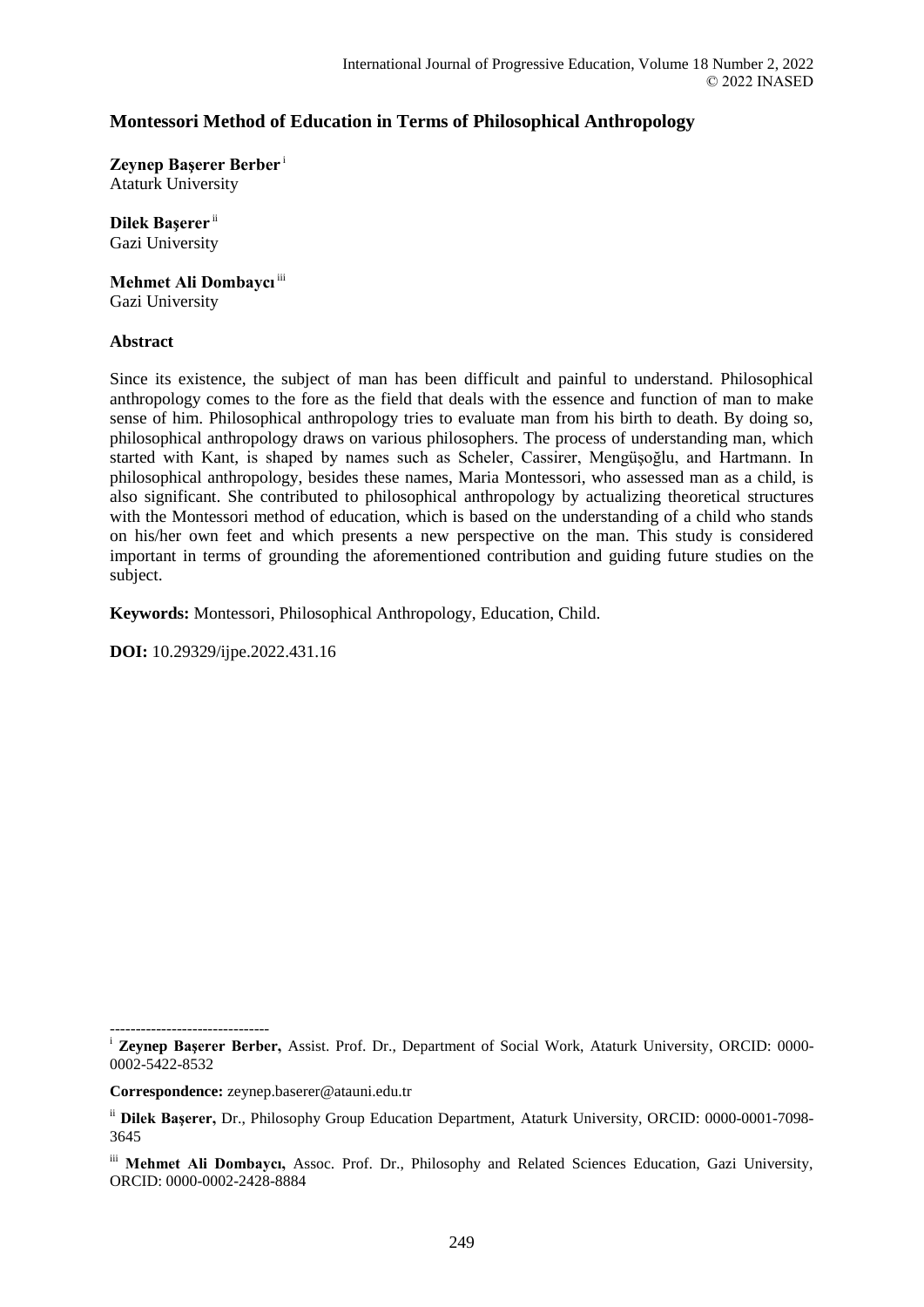# Montessori Method of Education in Terms of Philosophical Anthropology

**Zeynep Başerer Berber** [i]
Ataturk University

**Dilek Başerer** [ii]
Gazi University

**Mehmet Ali Dombaycı** [iii]
Gazi University

## Abstract

Since its existence, the subject of man has been difficult and painful to understand. Philosophical anthropology comes to the fore as the field that deals with the essence and function of man to make sense of him. Philosophical anthropology tries to evaluate man from his birth to death. By doing so, philosophical anthropology draws on various philosophers. The process of understanding man, which started with Kant, is shaped by names such as Scheler, Cassirer, Mengüşoğlu, and Hartmann. In philosophical anthropology, besides these names, Maria Montessori, who assessed man as a child, is also significant. She contributed to philosophical anthropology by actualizing theoretical structures with the Montessori method of education, which is based on the understanding of a child who stands on his/her own feet and which presents a new perspective on the man. This study is considered important in terms of grounding the aforementioned contribution and guiding future studies on the subject.

**Keywords:** Montessori, Philosophical Anthropology, Education, Child.

**DOI:** 10.29329/ijpe.2022.431.16

-------------------------------

[i] **Zeynep Başerer Berber,** Assist. Prof. Dr., Department of Social Work, Ataturk University, ORCID: 0000-0002-5422-8532

**Correspondence:** zeynep.baserer@atauni.edu.tr

[ii] **Dilek Başerer,** Dr., Philosophy Group Education Department, Ataturk University, ORCID: 0000-0001-7098-3645

[iii] **Mehmet Ali Dombaycı,** Assoc. Prof. Dr., Philosophy and Related Sciences Education, Gazi University, ORCID: 0000-0002-2428-8884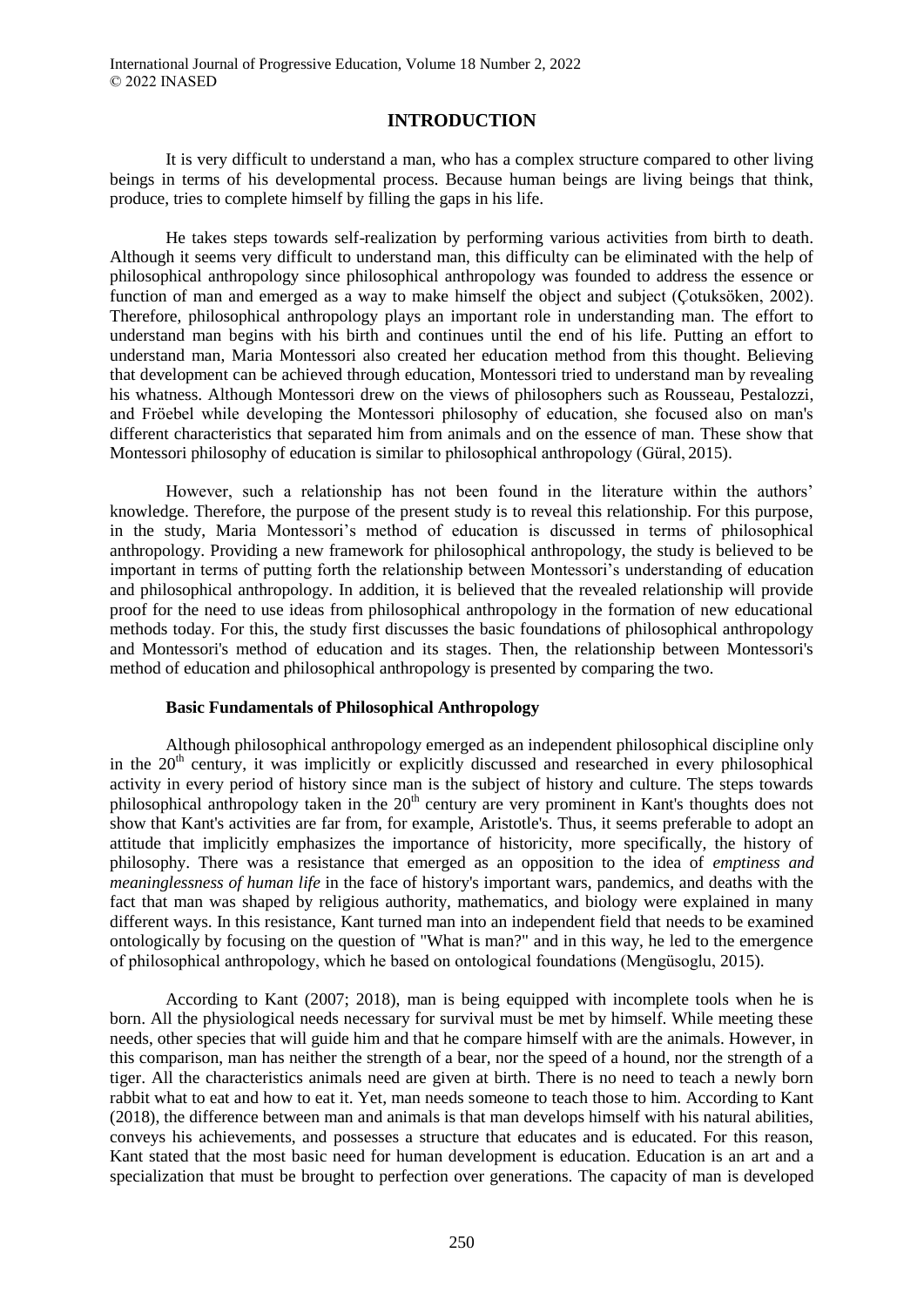## INTRODUCTION

It is very difficult to understand a man, who has a complex structure compared to other living beings in terms of his developmental process. Because human beings are living beings that think, produce, tries to complete himself by filling the gaps in his life.

He takes steps towards self-realization by performing various activities from birth to death. Although it seems very difficult to understand man, this difficulty can be eliminated with the help of philosophical anthropology since philosophical anthropology was founded to address the essence or function of man and emerged as a way to make himself the object and subject (Çotuksöken, 2002). Therefore, philosophical anthropology plays an important role in understanding man. The effort to understand man begins with his birth and continues until the end of his life. Putting an effort to understand man, Maria Montessori also created her education method from this thought. Believing that development can be achieved through education, Montessori tried to understand man by revealing his whatness. Although Montessori drew on the views of philosophers such as Rousseau, Pestalozzi, and Fröebel while developing the Montessori philosophy of education, she focused also on man's different characteristics that separated him from animals and on the essence of man. These show that Montessori philosophy of education is similar to philosophical anthropology (Güral, 2015).

However, such a relationship has not been found in the literature within the authors' knowledge. Therefore, the purpose of the present study is to reveal this relationship. For this purpose, in the study, Maria Montessori's method of education is discussed in terms of philosophical anthropology. Providing a new framework for philosophical anthropology, the study is believed to be important in terms of putting forth the relationship between Montessori's understanding of education and philosophical anthropology. In addition, it is believed that the revealed relationship will provide proof for the need to use ideas from philosophical anthropology in the formation of new educational methods today. For this, the study first discusses the basic foundations of philosophical anthropology and Montessori's method of education and its stages. Then, the relationship between Montessori's method of education and philosophical anthropology is presented by comparing the two.

### Basic Fundamentals of Philosophical Anthropology

Although philosophical anthropology emerged as an independent philosophical discipline only in the 20th century, it was implicitly or explicitly discussed and researched in every philosophical activity in every period of history since man is the subject of history and culture. The steps towards philosophical anthropology taken in the 20th century are very prominent in Kant's thoughts does not show that Kant's activities are far from, for example, Aristotle's. Thus, it seems preferable to adopt an attitude that implicitly emphasizes the importance of historicity, more specifically, the history of philosophy. There was a resistance that emerged as an opposition to the idea of *emptiness and meaninglessness of human life* in the face of history's important wars, pandemics, and deaths with the fact that man was shaped by religious authority, mathematics, and biology were explained in many different ways. In this resistance, Kant turned man into an independent field that needs to be examined ontologically by focusing on the question of "What is man?" and in this way, he led to the emergence of philosophical anthropology, which he based on ontological foundations (Mengüsoglu, 2015).

According to Kant (2007; 2018), man is being equipped with incomplete tools when he is born. All the physiological needs necessary for survival must be met by himself. While meeting these needs, other species that will guide him and that he compare himself with are the animals. However, in this comparison, man has neither the strength of a bear, nor the speed of a hound, nor the strength of a tiger. All the characteristics animals need are given at birth. There is no need to teach a newly born rabbit what to eat and how to eat it. Yet, man needs someone to teach those to him. According to Kant (2018), the difference between man and animals is that man develops himself with his natural abilities, conveys his achievements, and possesses a structure that educates and is educated. For this reason, Kant stated that the most basic need for human development is education. Education is an art and a specialization that must be brought to perfection over generations. The capacity of man is developed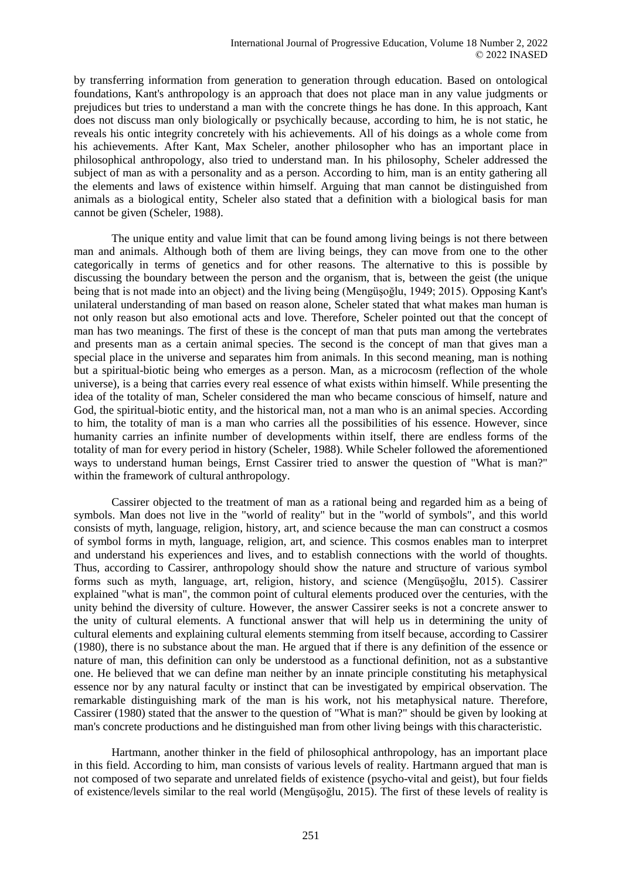by transferring information from generation to generation through education. Based on ontological foundations, Kant's anthropology is an approach that does not place man in any value judgments or prejudices but tries to understand a man with the concrete things he has done. In this approach, Kant does not discuss man only biologically or psychically because, according to him, he is not static, he reveals his ontic integrity concretely with his achievements. All of his doings as a whole come from his achievements. After Kant, Max Scheler, another philosopher who has an important place in philosophical anthropology, also tried to understand man. In his philosophy, Scheler addressed the subject of man as with a personality and as a person. According to him, man is an entity gathering all the elements and laws of existence within himself. Arguing that man cannot be distinguished from animals as a biological entity, Scheler also stated that a definition with a biological basis for man cannot be given (Scheler, 1988).

The unique entity and value limit that can be found among living beings is not there between man and animals. Although both of them are living beings, they can move from one to the other categorically in terms of genetics and for other reasons. The alternative to this is possible by discussing the boundary between the person and the organism, that is, between the geist (the unique being that is not made into an object) and the living being (Mengüşoğlu, 1949; 2015). Opposing Kant's unilateral understanding of man based on reason alone, Scheler stated that what makes man human is not only reason but also emotional acts and love. Therefore, Scheler pointed out that the concept of man has two meanings. The first of these is the concept of man that puts man among the vertebrates and presents man as a certain animal species. The second is the concept of man that gives man a special place in the universe and separates him from animals. In this second meaning, man is nothing but a spiritual-biotic being who emerges as a person. Man, as a microcosm (reflection of the whole universe), is a being that carries every real essence of what exists within himself. While presenting the idea of the totality of man, Scheler considered the man who became conscious of himself, nature and God, the spiritual-biotic entity, and the historical man, not a man who is an animal species. According to him, the totality of man is a man who carries all the possibilities of his essence. However, since humanity carries an infinite number of developments within itself, there are endless forms of the totality of man for every period in history (Scheler, 1988). While Scheler followed the aforementioned ways to understand human beings, Ernst Cassirer tried to answer the question of "What is man?" within the framework of cultural anthropology.

Cassirer objected to the treatment of man as a rational being and regarded him as a being of symbols. Man does not live in the "world of reality" but in the "world of symbols", and this world consists of myth, language, religion, history, art, and science because the man can construct a cosmos of symbol forms in myth, language, religion, art, and science. This cosmos enables man to interpret and understand his experiences and lives, and to establish connections with the world of thoughts. Thus, according to Cassirer, anthropology should show the nature and structure of various symbol forms such as myth, language, art, religion, history, and science (Mengüşoğlu, 2015). Cassirer explained "what is man", the common point of cultural elements produced over the centuries, with the unity behind the diversity of culture. However, the answer Cassirer seeks is not a concrete answer to the unity of cultural elements. A functional answer that will help us in determining the unity of cultural elements and explaining cultural elements stemming from itself because, according to Cassirer (1980), there is no substance about the man. He argued that if there is any definition of the essence or nature of man, this definition can only be understood as a functional definition, not as a substantive one. He believed that we can define man neither by an innate principle constituting his metaphysical essence nor by any natural faculty or instinct that can be investigated by empirical observation. The remarkable distinguishing mark of the man is his work, not his metaphysical nature. Therefore, Cassirer (1980) stated that the answer to the question of "What is man?" should be given by looking at man's concrete productions and he distinguished man from other living beings with this characteristic.

Hartmann, another thinker in the field of philosophical anthropology, has an important place in this field. According to him, man consists of various levels of reality. Hartmann argued that man is not composed of two separate and unrelated fields of existence (psycho-vital and geist), but four fields of existence/levels similar to the real world (Mengüşoğlu, 2015). The first of these levels of reality is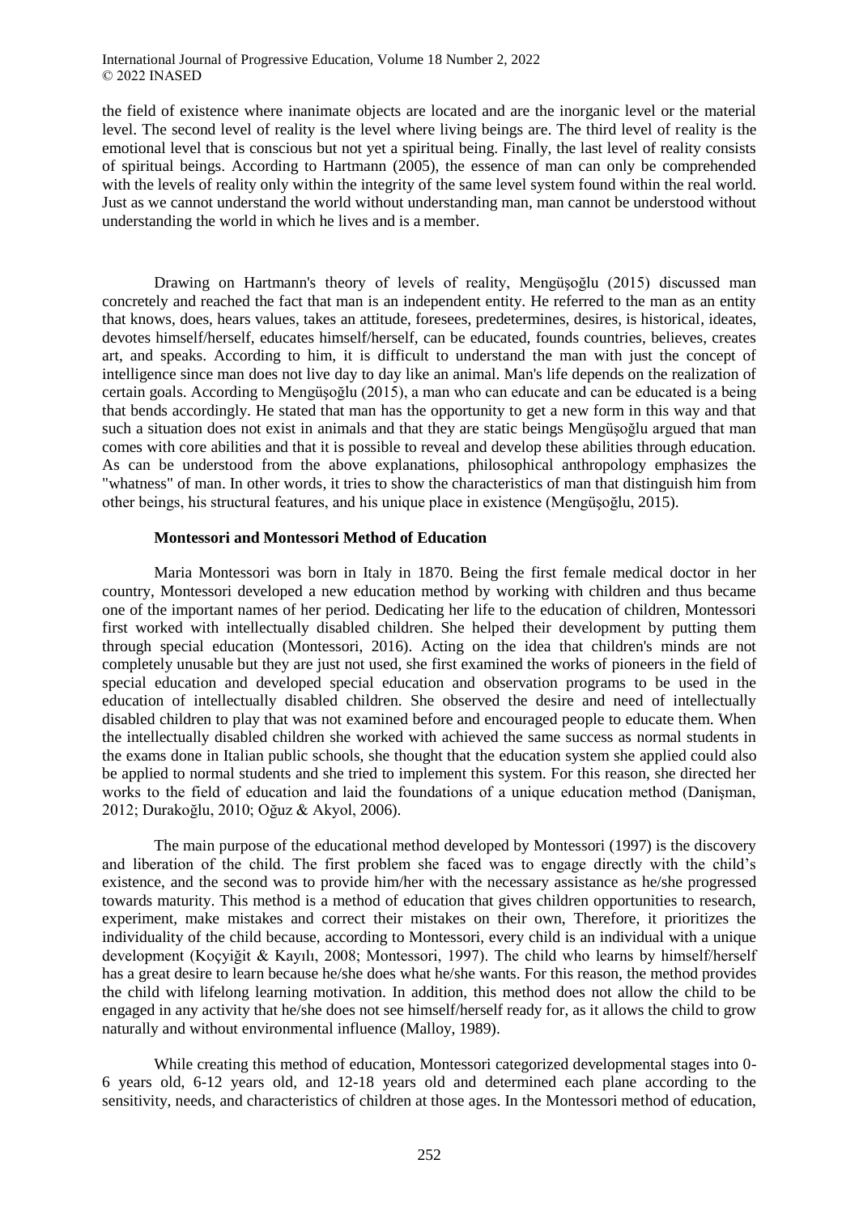the field of existence where inanimate objects are located and are the inorganic level or the material level. The second level of reality is the level where living beings are. The third level of reality is the emotional level that is conscious but not yet a spiritual being. Finally, the last level of reality consists of spiritual beings. According to Hartmann (2005), the essence of man can only be comprehended with the levels of reality only within the integrity of the same level system found within the real world. Just as we cannot understand the world without understanding man, man cannot be understood without understanding the world in which he lives and is a member.

Drawing on Hartmann's theory of levels of reality, Mengüşoğlu (2015) discussed man concretely and reached the fact that man is an independent entity. He referred to the man as an entity that knows, does, hears values, takes an attitude, foresees, predetermines, desires, is historical, ideates, devotes himself/herself, educates himself/herself, can be educated, founds countries, believes, creates art, and speaks. According to him, it is difficult to understand the man with just the concept of intelligence since man does not live day to day like an animal. Man's life depends on the realization of certain goals. According to Mengüşoğlu (2015), a man who can educate and can be educated is a being that bends accordingly. He stated that man has the opportunity to get a new form in this way and that such a situation does not exist in animals and that they are static beings Mengüşoğlu argued that man comes with core abilities and that it is possible to reveal and develop these abilities through education. As can be understood from the above explanations, philosophical anthropology emphasizes the "whatness" of man. In other words, it tries to show the characteristics of man that distinguish him from other beings, his structural features, and his unique place in existence (Mengüşoğlu, 2015).

### Montessori and Montessori Method of Education

Maria Montessori was born in Italy in 1870. Being the first female medical doctor in her country, Montessori developed a new education method by working with children and thus became one of the important names of her period. Dedicating her life to the education of children, Montessori first worked with intellectually disabled children. She helped their development by putting them through special education (Montessori, 2016). Acting on the idea that children's minds are not completely unusable but they are just not used, she first examined the works of pioneers in the field of special education and developed special education and observation programs to be used in the education of intellectually disabled children. She observed the desire and need of intellectually disabled children to play that was not examined before and encouraged people to educate them. When the intellectually disabled children she worked with achieved the same success as normal students in the exams done in Italian public schools, she thought that the education system she applied could also be applied to normal students and she tried to implement this system. For this reason, she directed her works to the field of education and laid the foundations of a unique education method (Danişman, 2012; Durakoğlu, 2010; Oğuz & Akyol, 2006).

The main purpose of the educational method developed by Montessori (1997) is the discovery and liberation of the child. The first problem she faced was to engage directly with the child's existence, and the second was to provide him/her with the necessary assistance as he/she progressed towards maturity. This method is a method of education that gives children opportunities to research, experiment, make mistakes and correct their mistakes on their own, Therefore, it prioritizes the individuality of the child because, according to Montessori, every child is an individual with a unique development (Koçyiğit & Kayılı, 2008; Montessori, 1997). The child who learns by himself/herself has a great desire to learn because he/she does what he/she wants. For this reason, the method provides the child with lifelong learning motivation. In addition, this method does not allow the child to be engaged in any activity that he/she does not see himself/herself ready for, as it allows the child to grow naturally and without environmental influence (Malloy, 1989).

While creating this method of education, Montessori categorized developmental stages into 0-6 years old, 6-12 years old, and 12-18 years old and determined each plane according to the sensitivity, needs, and characteristics of children at those ages. In the Montessori method of education,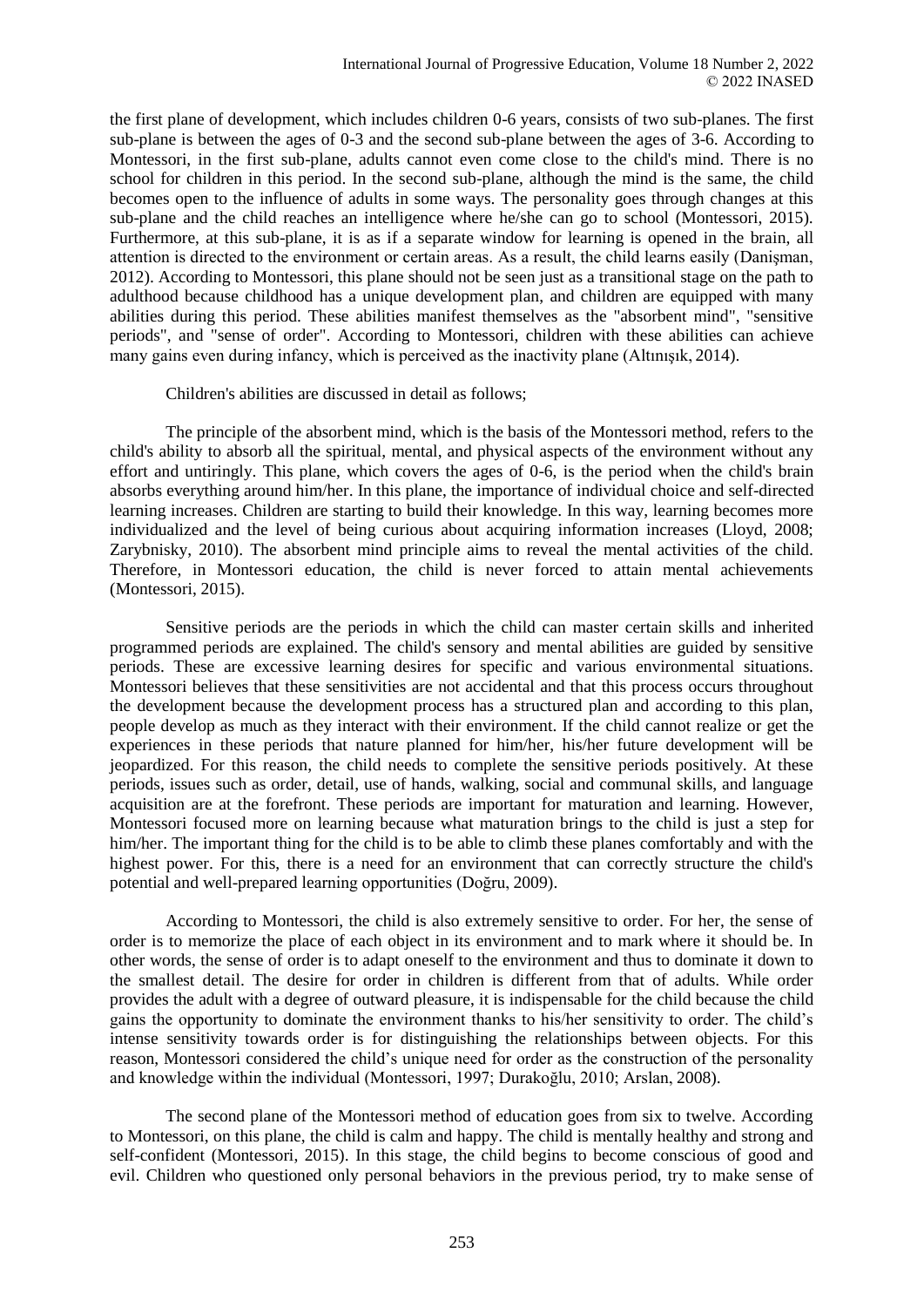the first plane of development, which includes children 0-6 years, consists of two sub-planes. The first sub-plane is between the ages of 0-3 and the second sub-plane between the ages of 3-6. According to Montessori, in the first sub-plane, adults cannot even come close to the child's mind. There is no school for children in this period. In the second sub-plane, although the mind is the same, the child becomes open to the influence of adults in some ways. The personality goes through changes at this sub-plane and the child reaches an intelligence where he/she can go to school (Montessori, 2015). Furthermore, at this sub-plane, it is as if a separate window for learning is opened in the brain, all attention is directed to the environment or certain areas. As a result, the child learns easily (Danişman, 2012). According to Montessori, this plane should not be seen just as a transitional stage on the path to adulthood because childhood has a unique development plan, and children are equipped with many abilities during this period. These abilities manifest themselves as the "absorbent mind", "sensitive periods", and "sense of order". According to Montessori, children with these abilities can achieve many gains even during infancy, which is perceived as the inactivity plane (Altınışık, 2014).

Children's abilities are discussed in detail as follows;

The principle of the absorbent mind, which is the basis of the Montessori method, refers to the child's ability to absorb all the spiritual, mental, and physical aspects of the environment without any effort and untiringly. This plane, which covers the ages of 0-6, is the period when the child's brain absorbs everything around him/her. In this plane, the importance of individual choice and self-directed learning increases. Children are starting to build their knowledge. In this way, learning becomes more individualized and the level of being curious about acquiring information increases (Lloyd, 2008; Zarybnisky, 2010). The absorbent mind principle aims to reveal the mental activities of the child. Therefore, in Montessori education, the child is never forced to attain mental achievements (Montessori, 2015).

Sensitive periods are the periods in which the child can master certain skills and inherited programmed periods are explained. The child's sensory and mental abilities are guided by sensitive periods. These are excessive learning desires for specific and various environmental situations. Montessori believes that these sensitivities are not accidental and that this process occurs throughout the development because the development process has a structured plan and according to this plan, people develop as much as they interact with their environment. If the child cannot realize or get the experiences in these periods that nature planned for him/her, his/her future development will be jeopardized. For this reason, the child needs to complete the sensitive periods positively. At these periods, issues such as order, detail, use of hands, walking, social and communal skills, and language acquisition are at the forefront. These periods are important for maturation and learning. However, Montessori focused more on learning because what maturation brings to the child is just a step for him/her. The important thing for the child is to be able to climb these planes comfortably and with the highest power. For this, there is a need for an environment that can correctly structure the child's potential and well-prepared learning opportunities (Doğru, 2009).

According to Montessori, the child is also extremely sensitive to order. For her, the sense of order is to memorize the place of each object in its environment and to mark where it should be. In other words, the sense of order is to adapt oneself to the environment and thus to dominate it down to the smallest detail. The desire for order in children is different from that of adults. While order provides the adult with a degree of outward pleasure, it is indispensable for the child because the child gains the opportunity to dominate the environment thanks to his/her sensitivity to order. The child's intense sensitivity towards order is for distinguishing the relationships between objects. For this reason, Montessori considered the child's unique need for order as the construction of the personality and knowledge within the individual (Montessori, 1997; Durakoğlu, 2010; Arslan, 2008).

The second plane of the Montessori method of education goes from six to twelve. According to Montessori, on this plane, the child is calm and happy. The child is mentally healthy and strong and self-confident (Montessori, 2015). In this stage, the child begins to become conscious of good and evil. Children who questioned only personal behaviors in the previous period, try to make sense of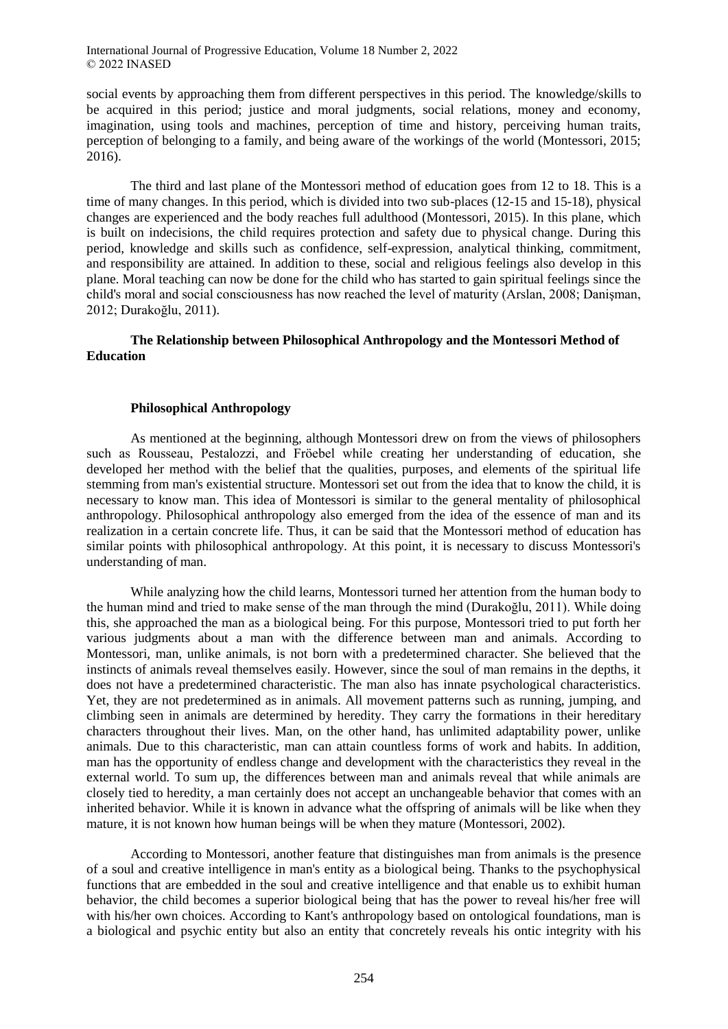social events by approaching them from different perspectives in this period. The knowledge/skills to be acquired in this period; justice and moral judgments, social relations, money and economy, imagination, using tools and machines, perception of time and history, perceiving human traits, perception of belonging to a family, and being aware of the workings of the world (Montessori, 2015; 2016).

The third and last plane of the Montessori method of education goes from 12 to 18. This is a time of many changes. In this period, which is divided into two sub-places (12-15 and 15-18), physical changes are experienced and the body reaches full adulthood (Montessori, 2015). In this plane, which is built on indecisions, the child requires protection and safety due to physical change. During this period, knowledge and skills such as confidence, self-expression, analytical thinking, commitment, and responsibility are attained. In addition to these, social and religious feelings also develop in this plane. Moral teaching can now be done for the child who has started to gain spiritual feelings since the child's moral and social consciousness has now reached the level of maturity (Arslan, 2008; Danişman, 2012; Durakoğlu, 2011).

## The Relationship between Philosophical Anthropology and the Montessori Method of Education

### Philosophical Anthropology

As mentioned at the beginning, although Montessori drew on from the views of philosophers such as Rousseau, Pestalozzi, and Fröebel while creating her understanding of education, she developed her method with the belief that the qualities, purposes, and elements of the spiritual life stemming from man's existential structure. Montessori set out from the idea that to know the child, it is necessary to know man. This idea of Montessori is similar to the general mentality of philosophical anthropology. Philosophical anthropology also emerged from the idea of the essence of man and its realization in a certain concrete life. Thus, it can be said that the Montessori method of education has similar points with philosophical anthropology. At this point, it is necessary to discuss Montessori's understanding of man.

While analyzing how the child learns, Montessori turned her attention from the human body to the human mind and tried to make sense of the man through the mind (Durakoğlu, 2011). While doing this, she approached the man as a biological being. For this purpose, Montessori tried to put forth her various judgments about a man with the difference between man and animals. According to Montessori, man, unlike animals, is not born with a predetermined character. She believed that the instincts of animals reveal themselves easily. However, since the soul of man remains in the depths, it does not have a predetermined characteristic. The man also has innate psychological characteristics. Yet, they are not predetermined as in animals. All movement patterns such as running, jumping, and climbing seen in animals are determined by heredity. They carry the formations in their hereditary characters throughout their lives. Man, on the other hand, has unlimited adaptability power, unlike animals. Due to this characteristic, man can attain countless forms of work and habits. In addition, man has the opportunity of endless change and development with the characteristics they reveal in the external world. To sum up, the differences between man and animals reveal that while animals are closely tied to heredity, a man certainly does not accept an unchangeable behavior that comes with an inherited behavior. While it is known in advance what the offspring of animals will be like when they mature, it is not known how human beings will be when they mature (Montessori, 2002).

According to Montessori, another feature that distinguishes man from animals is the presence of a soul and creative intelligence in man's entity as a biological being. Thanks to the psychophysical functions that are embedded in the soul and creative intelligence and that enable us to exhibit human behavior, the child becomes a superior biological being that has the power to reveal his/her free will with his/her own choices. According to Kant's anthropology based on ontological foundations, man is a biological and psychic entity but also an entity that concretely reveals his ontic integrity with his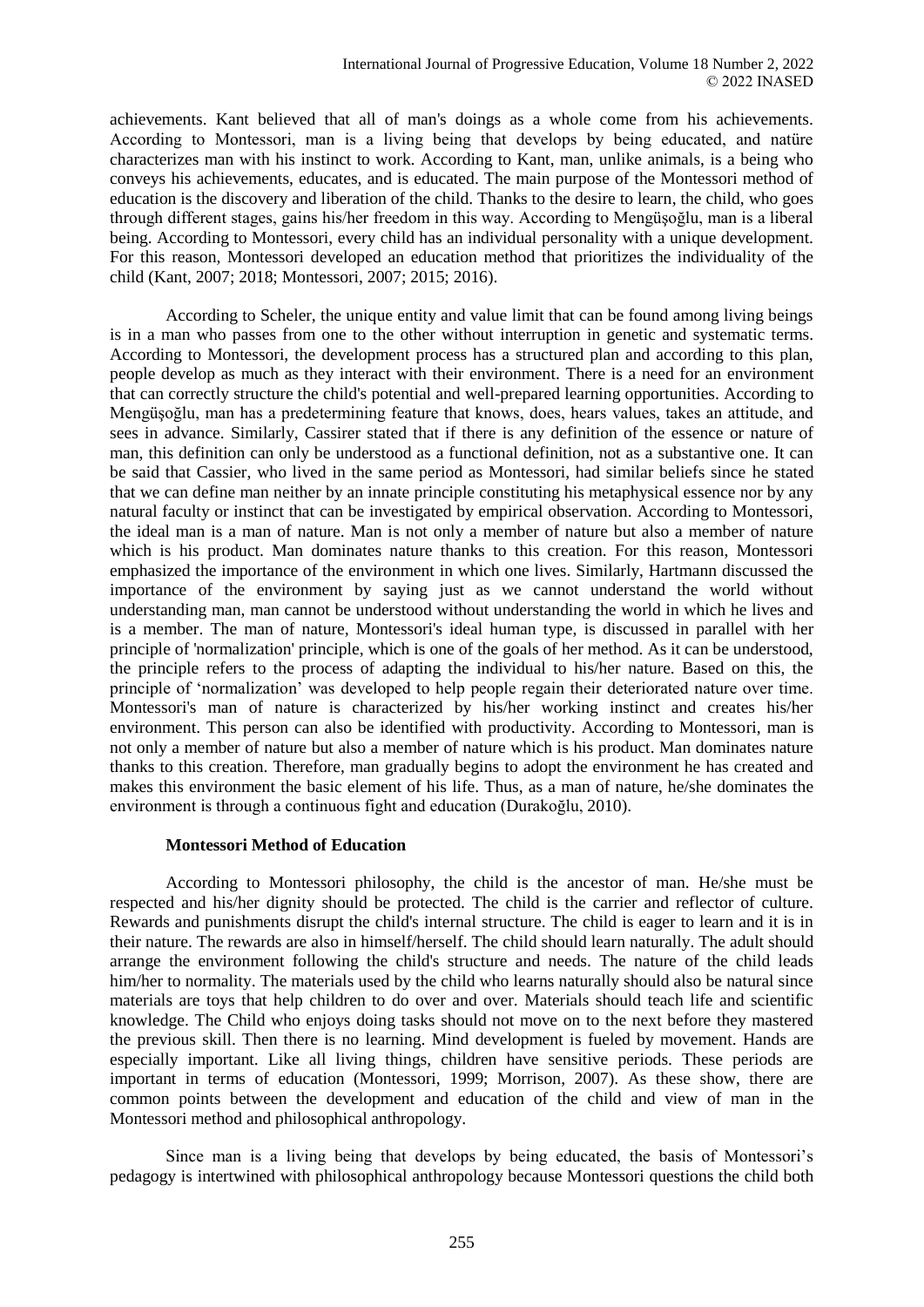achievements. Kant believed that all of man's doings as a whole come from his achievements. According to Montessori, man is a living being that develops by being educated, and natüre characterizes man with his instinct to work. According to Kant, man, unlike animals, is a being who conveys his achievements, educates, and is educated. The main purpose of the Montessori method of education is the discovery and liberation of the child. Thanks to the desire to learn, the child, who goes through different stages, gains his/her freedom in this way. According to Mengüşoğlu, man is a liberal being. According to Montessori, every child has an individual personality with a unique development. For this reason, Montessori developed an education method that prioritizes the individuality of the child (Kant, 2007; 2018; Montessori, 2007; 2015; 2016).

According to Scheler, the unique entity and value limit that can be found among living beings is in a man who passes from one to the other without interruption in genetic and systematic terms. According to Montessori, the development process has a structured plan and according to this plan, people develop as much as they interact with their environment. There is a need for an environment that can correctly structure the child's potential and well-prepared learning opportunities. According to Mengüşoğlu, man has a predetermining feature that knows, does, hears values, takes an attitude, and sees in advance. Similarly, Cassirer stated that if there is any definition of the essence or nature of man, this definition can only be understood as a functional definition, not as a substantive one. It can be said that Cassier, who lived in the same period as Montessori, had similar beliefs since he stated that we can define man neither by an innate principle constituting his metaphysical essence nor by any natural faculty or instinct that can be investigated by empirical observation. According to Montessori, the ideal man is a man of nature. Man is not only a member of nature but also a member of nature which is his product. Man dominates nature thanks to this creation. For this reason, Montessori emphasized the importance of the environment in which one lives. Similarly, Hartmann discussed the importance of the environment by saying just as we cannot understand the world without understanding man, man cannot be understood without understanding the world in which he lives and is a member. The man of nature, Montessori's ideal human type, is discussed in parallel with her principle of 'normalization' principle, which is one of the goals of her method. As it can be understood, the principle refers to the process of adapting the individual to his/her nature. Based on this, the principle of 'normalization' was developed to help people regain their deteriorated nature over time. Montessori's man of nature is characterized by his/her working instinct and creates his/her environment. This person can also be identified with productivity. According to Montessori, man is not only a member of nature but also a member of nature which is his product. Man dominates nature thanks to this creation. Therefore, man gradually begins to adopt the environment he has created and makes this environment the basic element of his life. Thus, as a man of nature, he/she dominates the environment is through a continuous fight and education (Durakoğlu, 2010).

**Montessori Method of Education**

According to Montessori philosophy, the child is the ancestor of man. He/she must be respected and his/her dignity should be protected. The child is the carrier and reflector of culture. Rewards and punishments disrupt the child's internal structure. The child is eager to learn and it is in their nature. The rewards are also in himself/herself. The child should learn naturally. The adult should arrange the environment following the child's structure and needs. The nature of the child leads him/her to normality. The materials used by the child who learns naturally should also be natural since materials are toys that help children to do over and over. Materials should teach life and scientific knowledge. The Child who enjoys doing tasks should not move on to the next before they mastered the previous skill. Then there is no learning. Mind development is fueled by movement. Hands are especially important. Like all living things, children have sensitive periods. These periods are important in terms of education (Montessori, 1999; Morrison, 2007). As these show, there are common points between the development and education of the child and view of man in the Montessori method and philosophical anthropology.

Since man is a living being that develops by being educated, the basis of Montessori's pedagogy is intertwined with philosophical anthropology because Montessori questions the child both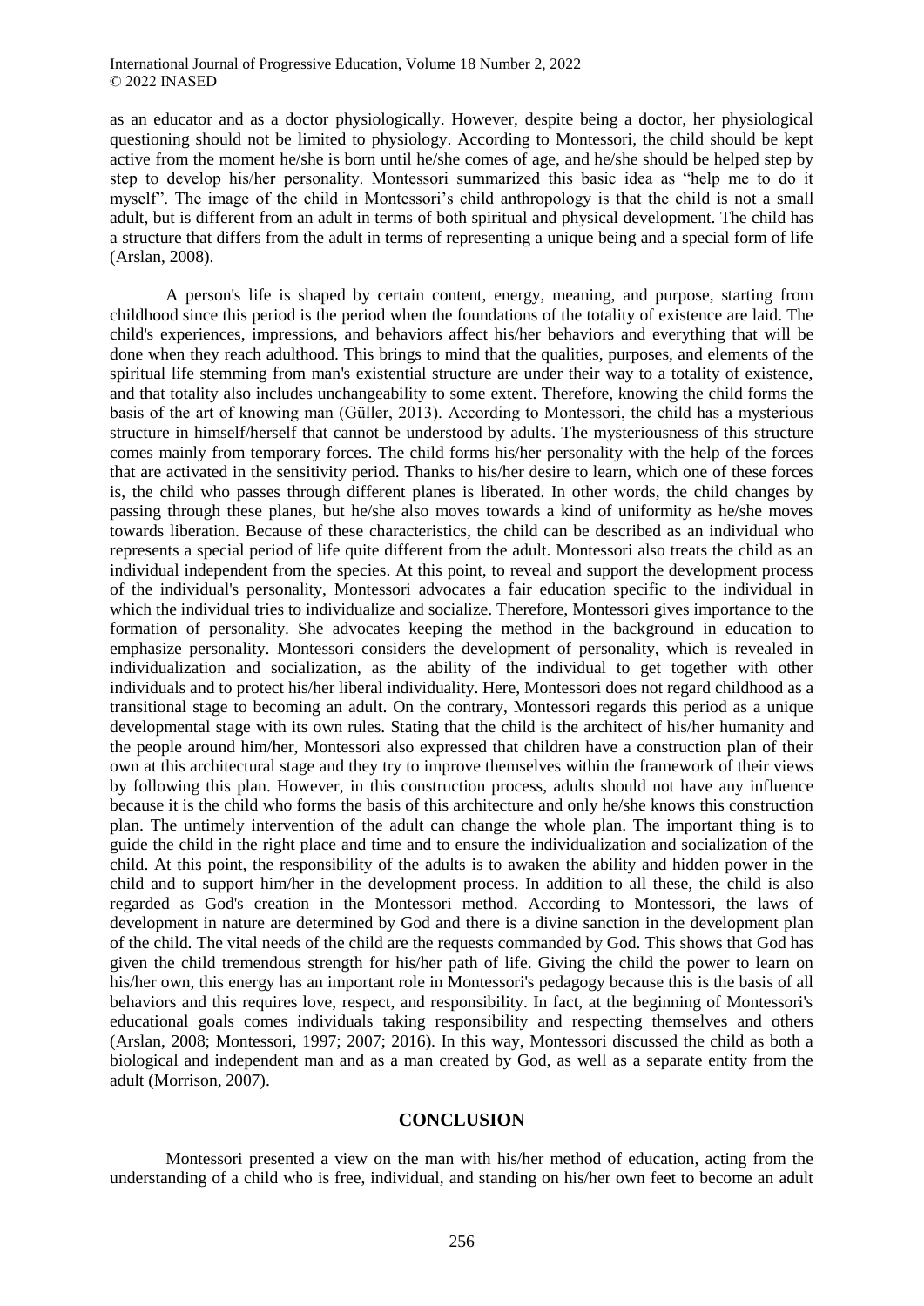as an educator and as a doctor physiologically. However, despite being a doctor, her physiological questioning should not be limited to physiology. According to Montessori, the child should be kept active from the moment he/she is born until he/she comes of age, and he/she should be helped step by step to develop his/her personality. Montessori summarized this basic idea as "help me to do it myself". The image of the child in Montessori's child anthropology is that the child is not a small adult, but is different from an adult in terms of both spiritual and physical development. The child has a structure that differs from the adult in terms of representing a unique being and a special form of life (Arslan, 2008).

A person's life is shaped by certain content, energy, meaning, and purpose, starting from childhood since this period is the period when the foundations of the totality of existence are laid. The child's experiences, impressions, and behaviors affect his/her behaviors and everything that will be done when they reach adulthood. This brings to mind that the qualities, purposes, and elements of the spiritual life stemming from man's existential structure are under their way to a totality of existence, and that totality also includes unchangeability to some extent. Therefore, knowing the child forms the basis of the art of knowing man (Güller, 2013). According to Montessori, the child has a mysterious structure in himself/herself that cannot be understood by adults. The mysteriousness of this structure comes mainly from temporary forces. The child forms his/her personality with the help of the forces that are activated in the sensitivity period. Thanks to his/her desire to learn, which one of these forces is, the child who passes through different planes is liberated. In other words, the child changes by passing through these planes, but he/she also moves towards a kind of uniformity as he/she moves towards liberation. Because of these characteristics, the child can be described as an individual who represents a special period of life quite different from the adult. Montessori also treats the child as an individual independent from the species. At this point, to reveal and support the development process of the individual's personality, Montessori advocates a fair education specific to the individual in which the individual tries to individualize and socialize. Therefore, Montessori gives importance to the formation of personality. She advocates keeping the method in the background in education to emphasize personality. Montessori considers the development of personality, which is revealed in individualization and socialization, as the ability of the individual to get together with other individuals and to protect his/her liberal individuality. Here, Montessori does not regard childhood as a transitional stage to becoming an adult. On the contrary, Montessori regards this period as a unique developmental stage with its own rules. Stating that the child is the architect of his/her humanity and the people around him/her, Montessori also expressed that children have a construction plan of their own at this architectural stage and they try to improve themselves within the framework of their views by following this plan. However, in this construction process, adults should not have any influence because it is the child who forms the basis of this architecture and only he/she knows this construction plan. The untimely intervention of the adult can change the whole plan. The important thing is to guide the child in the right place and time and to ensure the individualization and socialization of the child. At this point, the responsibility of the adults is to awaken the ability and hidden power in the child and to support him/her in the development process. In addition to all these, the child is also regarded as God's creation in the Montessori method. According to Montessori, the laws of development in nature are determined by God and there is a divine sanction in the development plan of the child. The vital needs of the child are the requests commanded by God. This shows that God has given the child tremendous strength for his/her path of life. Giving the child the power to learn on his/her own, this energy has an important role in Montessori's pedagogy because this is the basis of all behaviors and this requires love, respect, and responsibility. In fact, at the beginning of Montessori's educational goals comes individuals taking responsibility and respecting themselves and others (Arslan, 2008; Montessori, 1997; 2007; 2016). In this way, Montessori discussed the child as both a biological and independent man and as a man created by God, as well as a separate entity from the adult (Morrison, 2007).

## CONCLUSION

Montessori presented a view on the man with his/her method of education, acting from the understanding of a child who is free, individual, and standing on his/her own feet to become an adult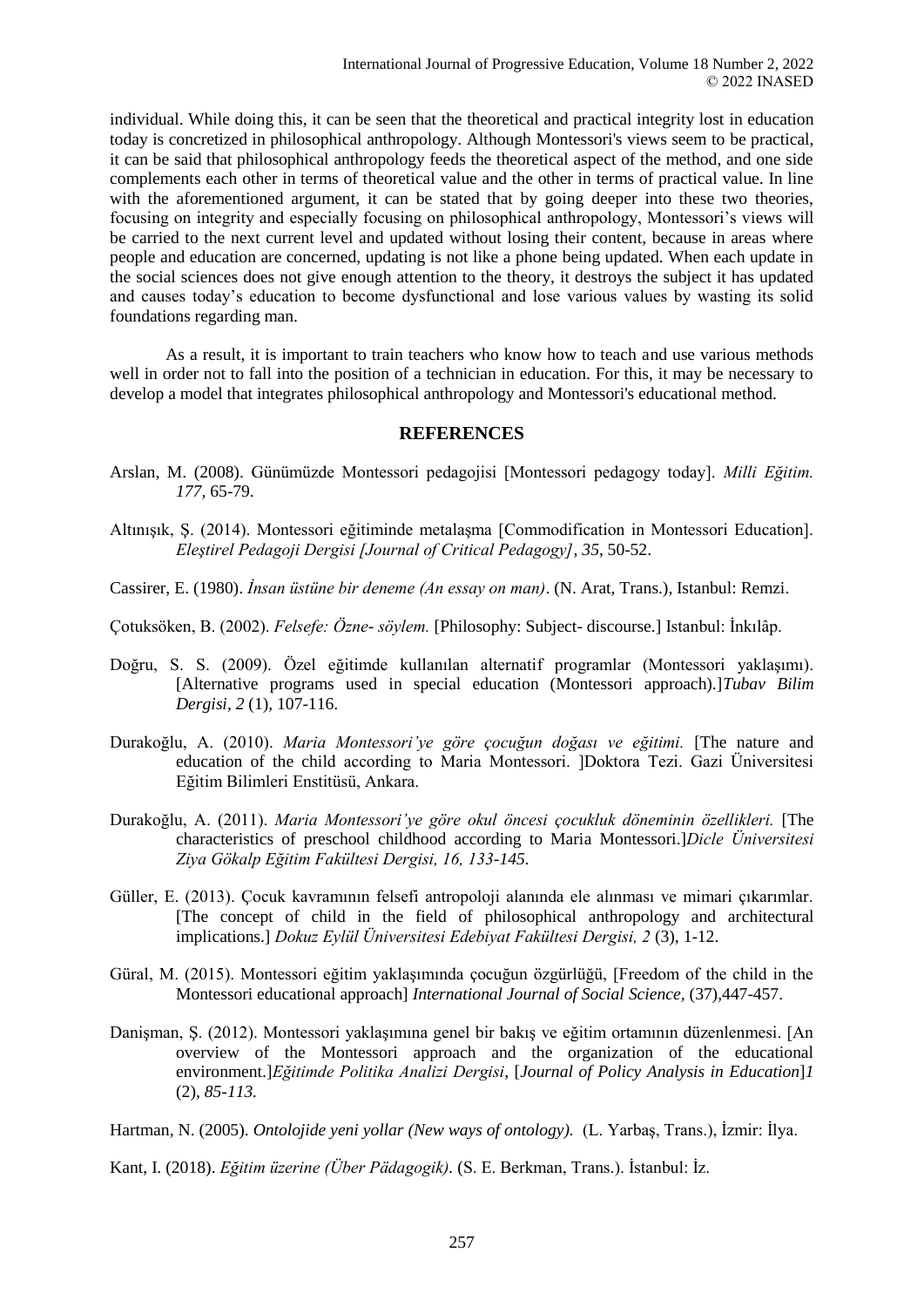individual. While doing this, it can be seen that the theoretical and practical integrity lost in education today is concretized in philosophical anthropology. Although Montessori's views seem to be practical, it can be said that philosophical anthropology feeds the theoretical aspect of the method, and one side complements each other in terms of theoretical value and the other in terms of practical value. In line with the aforementioned argument, it can be stated that by going deeper into these two theories, focusing on integrity and especially focusing on philosophical anthropology, Montessori's views will be carried to the next current level and updated without losing their content, because in areas where people and education are concerned, updating is not like a phone being updated. When each update in the social sciences does not give enough attention to the theory, it destroys the subject it has updated and causes today's education to become dysfunctional and lose various values by wasting its solid foundations regarding man.

As a result, it is important to train teachers who know how to teach and use various methods well in order not to fall into the position of a technician in education. For this, it may be necessary to develop a model that integrates philosophical anthropology and Montessori's educational method.

## REFERENCES

Arslan, M. (2008). Günümüzde Montessori pedagojisi [Montessori pedagogy today]. *Milli Eğitim. 177*, 65-79.

Altınışık, Ş. (2014). Montessori eğitiminde metalaşma [Commodification in Montessori Education]. *Eleştirel Pedagoji Dergisi [Journal of Critical Pedagogy]*, *35*, 50-52.

Cassirer, E. (1980). *İnsan üstüne bir deneme (An essay on man)*. (N. Arat, Trans.), Istanbul: Remzi.

Çotuksöken, B. (2002). *Felsefe: Özne- söylem.* [Philosophy: Subject- discourse.] Istanbul: İnkılâp.

Doğru, S. S. (2009). Özel eğitimde kullanılan alternatif programlar (Montessori yaklaşımı). [Alternative programs used in special education (Montessori approach).]*Tubav Bilim Dergisi*, *2* (1), 107-116.

Durakoğlu, A. (2010). *Maria Montessori'ye göre çocuğun doğası ve eğitimi.* [The nature and education of the child according to Maria Montessori. ]Doktora Tezi. Gazi Üniversitesi Eğitim Bilimleri Enstitüsü, Ankara.

Durakoğlu, A. (2011). *Maria Montessori'ye göre okul öncesi çocukluk döneminin özellikleri.* [The characteristics of preschool childhood according to Maria Montessori.]*Dicle Üniversitesi Ziya Gökalp Eğitim Fakültesi Dergisi, 16, 133-145.*

Güller, E. (2013). Çocuk kavramının felsefi antropoloji alanında ele alınması ve mimari çıkarımlar. [The concept of child in the field of philosophical anthropology and architectural implications.] *Dokuz Eylül Üniversitesi Edebiyat Fakültesi Dergisi, 2* (3), 1-12.

Güral, M. (2015). Montessori eğitim yaklaşımında çocuğun özgürlüğü, [Freedom of the child in the Montessori educational approach] *International Journal of Social Science*, (37),447-457.

Danişman, Ş. (2012). Montessori yaklaşımına genel bir bakış ve eğitim ortamının düzenlenmesi. [An overview of the Montessori approach and the organization of the educational environment.]*Eğitimde Politika Analizi Dergisi*, [*Journal of Policy Analysis in Education*]*1* (2), *85-113.*

Hartman, N. (2005). *Ontolojide yeni yollar (New ways of ontology).* (L. Yarbaş, Trans.), İzmir: İlya.

Kant, I. (2018). *Eğitim üzerine (Über Pädagogik)*. (S. E. Berkman, Trans.). İstanbul: İz.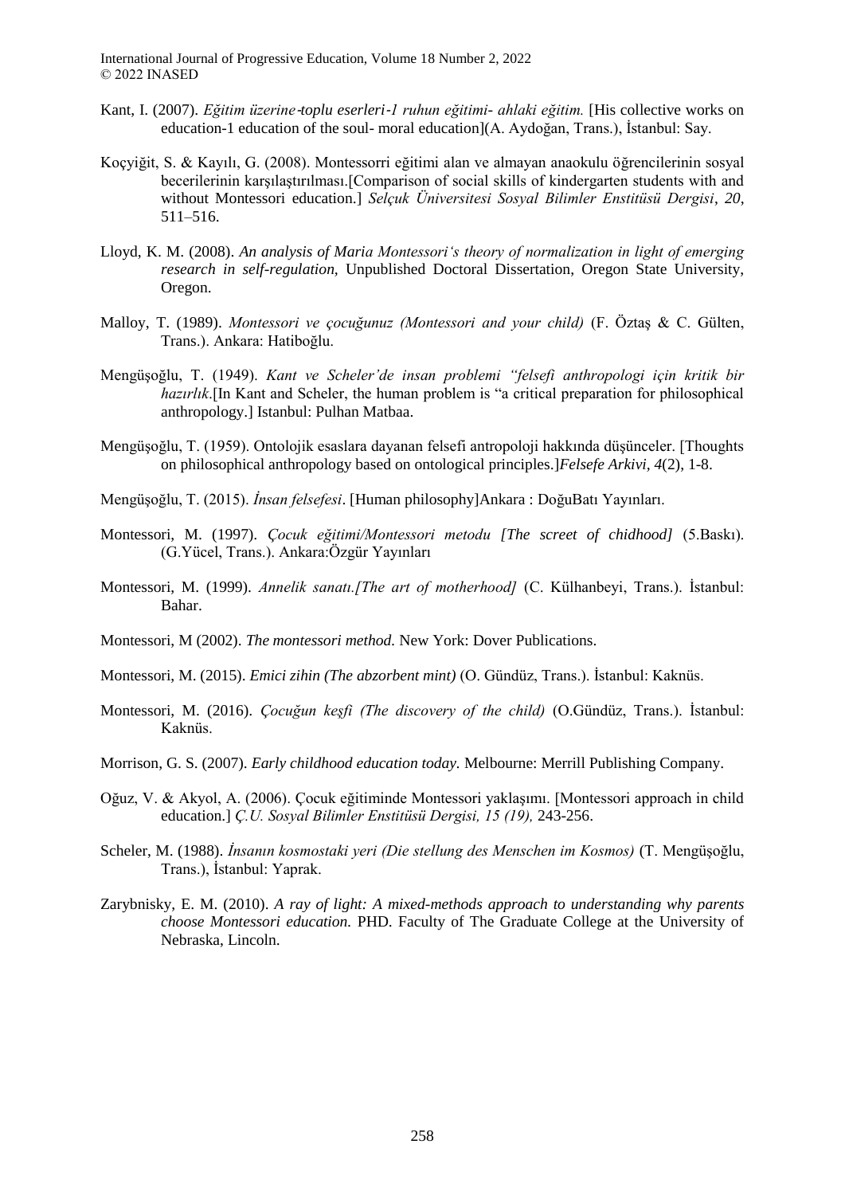Kant, I. (2007). *Eğitim üzerine-toplu eserleri-1 ruhun eğitimi- ahlaki eğitim.* [His collective works on education-1 education of the soul- moral education](A. Aydoğan, Trans.), İstanbul: Say.

Koçyiğit, S. & Kayılı, G. (2008). Montessorri eğitimi alan ve almayan anaokulu öğrencilerinin sosyal becerilerinin karşılaştırılması.[Comparison of social skills of kindergarten students with and without Montessori education.] *Selçuk Üniversitesi Sosyal Bilimler Enstitüsü Dergisi*, *20*, 511–516.

Lloyd, K. M. (2008). *An analysis of Maria Montessori's theory of normalization in light of emerging research in self-regulation,* Unpublished Doctoral Dissertation, Oregon State University, Oregon.

Malloy, T. (1989). *Montessori ve çocuğunuz (Montessori and your child)* (F. Öztaş & C. Gülten, Trans.). Ankara: Hatiboğlu.

Mengüşoğlu, T. (1949). *Kant ve Scheler'de insan problemi "felsefi anthropologi için kritik bir hazırlık*.[In Kant and Scheler, the human problem is "a critical preparation for philosophical anthropology.] Istanbul: Pulhan Matbaa.

Mengüşoğlu, T. (1959). Ontolojik esaslara dayanan felsefi antropoloji hakkında düşünceler. [Thoughts on philosophical anthropology based on ontological principles.]*Felsefe Arkivi, 4*(2), 1-8.

Mengüşoğlu, T. (2015). *İnsan felsefesi*. [Human philosophy]Ankara : DoğuBatı Yayınları.

Montessori, M. (1997). *Çocuk eğitimi/Montessori metodu [The screet of chidhood]* (5.Baskı). (G.Yücel, Trans.). Ankara:Özgür Yayınları

Montessori, M. (1999). *Annelik sanatı.[The art of motherhood]* (C. Külhanbeyi, Trans.). İstanbul: Bahar.

Montessori, M (2002). *The montessori method.* New York: Dover Publications.

Montessori, M. (2015). *Emici zihin (The abzorbent mint)* (O. Gündüz, Trans.). İstanbul: Kaknüs.

Montessori, M. (2016). *Çocuğun keşfi (The discovery of the child)* (O.Gündüz, Trans.). İstanbul: Kaknüs.

Morrison, G. S. (2007). *Early childhood education today.* Melbourne: Merrill Publishing Company.

Oğuz, V. & Akyol, A. (2006). Çocuk eğitiminde Montessori yaklaşımı. [Montessori approach in child education.] *Ç.U. Sosyal Bilimler Enstitüsü Dergisi, 15 (19),* 243-256.

Scheler, M. (1988). *İnsanın kosmostaki yeri (Die stellung des Menschen im Kosmos)* (T. Mengüşoğlu, Trans.), İstanbul: Yaprak.

Zarybnisky, E. M. (2010). *A ray of light: A mixed-methods approach to understanding why parents choose Montessori education.* PHD. Faculty of The Graduate College at the University of Nebraska, Lincoln.